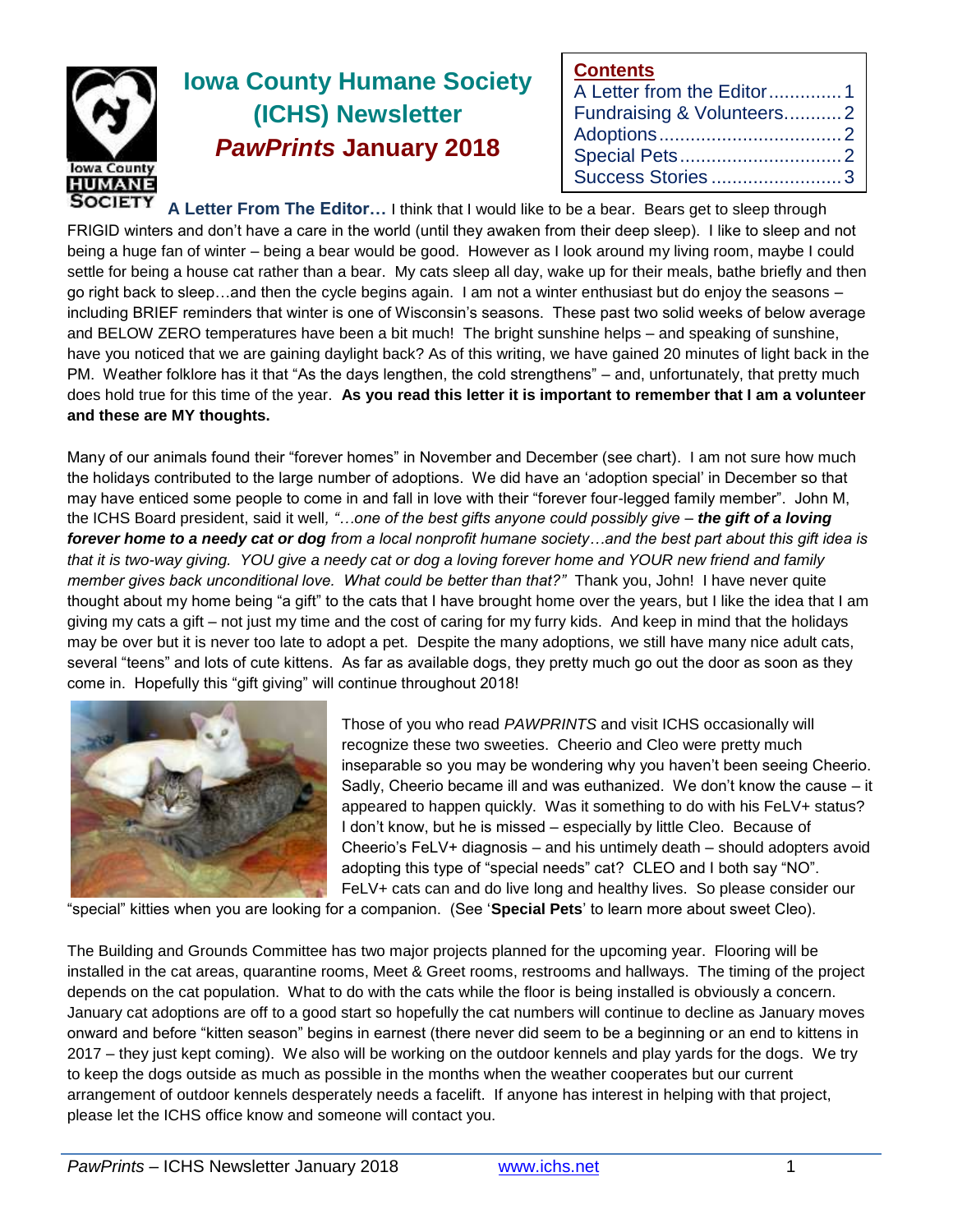# Iowa County Humane Society (ICHS) Newsletter

## *PawPrints* January 2018

**Contents**

- A Letter from the Editor .............. 1
- Fundraising & Volunteers ........... 2
- Adoptions .................................. 2
- Special Pets ............................... 2
- Success Stories ......................... 3

**A Letter From The Editor…** I think that I would like to be a bear. Bears get to sleep through FRIGID winters and don't have a care in the world (until they awaken from their deep sleep). I like to sleep and not being a huge fan of winter – being a bear would be good. However as I look around my living room, maybe I could settle for being a house cat rather than a bear. My cats sleep all day, wake up for their meals, bathe briefly and then go right back to sleep…and then the cycle begins again. I am not a winter enthusiast but do enjoy the seasons – including BRIEF reminders that winter is one of Wisconsin's seasons. These past two solid weeks of below average and BELOW ZERO temperatures have been a bit much! The bright sunshine helps – and speaking of sunshine, have you noticed that we are gaining daylight back? As of this writing, we have gained 20 minutes of light back in the PM. Weather folklore has it that "As the days lengthen, the cold strengthens" – and, unfortunately, that pretty much does hold true for this time of the year. **As you read this letter it is important to remember that I am a volunteer and these are MY thoughts.**

Many of our animals found their "forever homes" in November and December (see chart). I am not sure how much the holidays contributed to the large number of adoptions. We did have an 'adoption special' in December so that may have enticed some people to come in and fall in love with their "forever four-legged family member". John M, the ICHS Board president, said it well, *"…one of the best gifts anyone could possibly give – **the gift of a loving forever home to a needy cat or dog** from a local nonprofit humane society…and the best part about this gift idea is that it is two-way giving. YOU give a needy cat or dog a loving forever home and YOUR new friend and family member gives back unconditional love. What could be better than that?"* Thank you, John! I have never quite thought about my home being "a gift" to the cats that I have brought home over the years, but I like the idea that I am giving my cats a gift – not just my time and the cost of caring for my furry kids. And keep in mind that the holidays may be over but it is never too late to adopt a pet. Despite the many adoptions, we still have many nice adult cats, several "teens" and lots of cute kittens. As far as available dogs, they pretty much go out the door as soon as they come in. Hopefully this "gift giving" will continue throughout 2018!

Those of you who read *PAWPRINTS* and visit ICHS occasionally will recognize these two sweeties. Cheerio and Cleo were pretty much inseparable so you may be wondering why you haven't been seeing Cheerio. Sadly, Cheerio became ill and was euthanized. We don't know the cause – it appeared to happen quickly. Was it something to do with his FeLV+ status? I don't know, but he is missed – especially by little Cleo. Because of Cheerio's FeLV+ diagnosis – and his untimely death – should adopters avoid adopting this type of "special needs" cat? CLEO and I both say "NO". FeLV+ cats can and do live long and healthy lives. So please consider our "special" kitties when you are looking for a companion. (See '**Special Pets**' to learn more about sweet Cleo).

The Building and Grounds Committee has two major projects planned for the upcoming year. Flooring will be installed in the cat areas, quarantine rooms, Meet & Greet rooms, restrooms and hallways. The timing of the project depends on the cat population. What to do with the cats while the floor is being installed is obviously a concern. January cat adoptions are off to a good start so hopefully the cat numbers will continue to decline as January moves onward and before "kitten season" begins in earnest (there never did seem to be a beginning or an end to kittens in 2017 – they just kept coming). We also will be working on the outdoor kennels and play yards for the dogs. We try to keep the dogs outside as much as possible in the months when the weather cooperates but our current arrangement of outdoor kennels desperately needs a facelift. If anyone has interest in helping with that project, please let the ICHS office know and someone will contact you.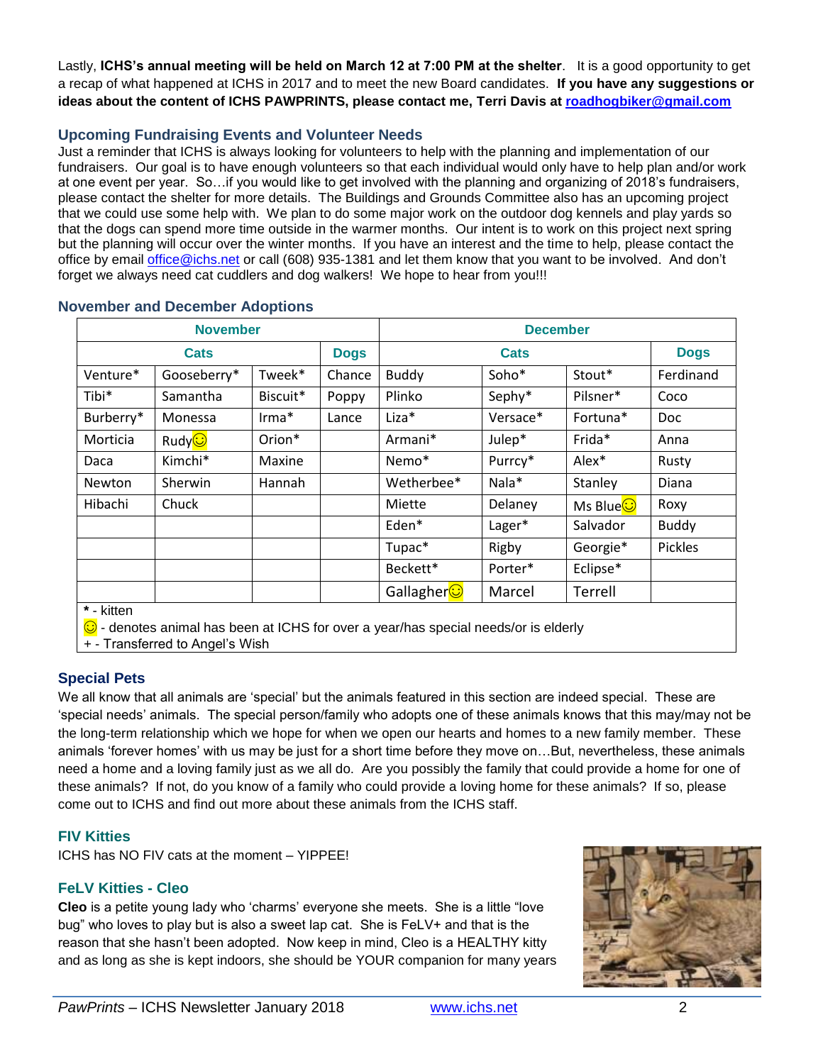Lastly, **ICHS's annual meeting will be held on March 12 at 7:00 PM at the shelter**. It is a good opportunity to get a recap of what happened at ICHS in 2017 and to meet the new Board candidates. **If you have any suggestions or ideas about the content of ICHS PAWPRINTS, please contact me, Terri Davis at roadhogbiker@gmail.com**

### Upcoming Fundraising Events and Volunteer Needs

Just a reminder that ICHS is always looking for volunteers to help with the planning and implementation of our fundraisers. Our goal is to have enough volunteers so that each individual would only have to help plan and/or work at one event per year. So…if you would like to get involved with the planning and organizing of 2018's fundraisers, please contact the shelter for more details. The Buildings and Grounds Committee also has an upcoming project that we could use some help with. We plan to do some major work on the outdoor dog kennels and play yards so that the dogs can spend more time outside in the warmer months. Our intent is to work on this project next spring but the planning will occur over the winter months. If you have an interest and the time to help, please contact the office by email office@ichs.net or call (608) 935-1381 and let them know that you want to be involved. And don't forget we always need cat cuddlers and dog walkers! We hope to hear from you!!!

### November and December Adoptions

| November | | | | December | | | |
|---|---|---|---|---|---|---|---|
| Cats | | | Dogs | Cats | | | Dogs |
| Venture* | Gooseberry* | Tweek* | Chance | Buddy | Soho* | Stout* | Ferdinand |
| Tibi* | Samantha | Biscuit* | Poppy | Plinko | Sephy* | Pilsner* | Coco |
| Burberry* | Monessa | Irma* | Lance | Liza* | Versace* | Fortuna* | Doc |
| Morticia | Rudy☺ | Orion* | | Armani* | Julep* | Frida* | Anna |
| Daca | Kimchi* | Maxine | | Nemo* | Purrcy* | Alex* | Rusty |
| Newton | Sherwin | Hannah | | Wetherbee* | Nala* | Stanley | Diana |
| Hibachi | Chuck | | | Miette | Delaney | Ms Blue☺ | Roxy |
| | | | | Eden* | Lager* | Salvador | Buddy |
| | | | | Tupac* | Rigby | Georgie* | Pickles |
| | | | | Beckett* | Porter* | Eclipse* | |
| | | | | Gallagher☺ | Marcel | Terrell | |

**\*** - kitten
☺ - denotes animal has been at ICHS for over a year/has special needs/or is elderly
\+ - Transferred to Angel's Wish

### Special Pets

We all know that all animals are 'special' but the animals featured in this section are indeed special. These are 'special needs' animals. The special person/family who adopts one of these animals knows that this may/may not be the long-term relationship which we hope for when we open our hearts and homes to a new family member. These animals 'forever homes' with us may be just for a short time before they move on…But, nevertheless, these animals need a home and a loving family just as we all do. Are you possibly the family that could provide a home for one of these animals? If not, do you know of a family who could provide a loving home for these animals? If so, please come out to ICHS and find out more about these animals from the ICHS staff.

### FIV Kitties

ICHS has NO FIV cats at the moment – YIPPEE!

### FeLV Kitties - Cleo

**Cleo** is a petite young lady who 'charms' everyone she meets. She is a little "love bug" who loves to play but is also a sweet lap cat. She is FeLV+ and that is the reason that she hasn't been adopted. Now keep in mind, Cleo is a HEALTHY kitty and as long as she is kept indoors, she should be YOUR companion for many years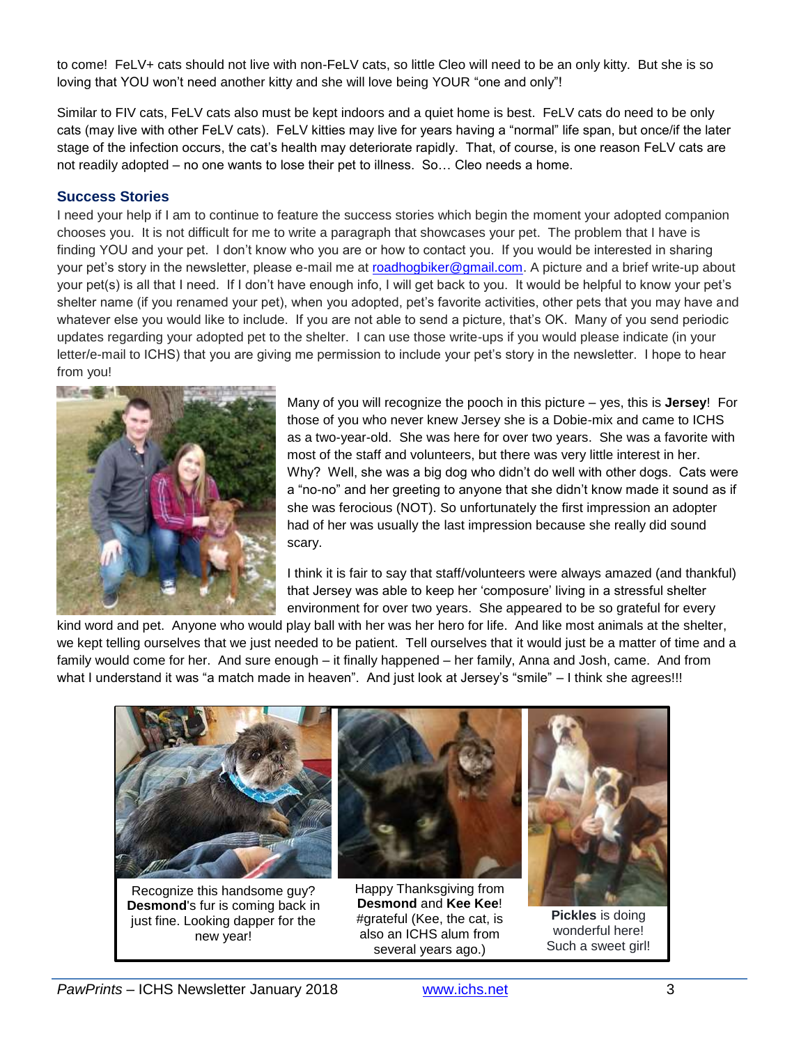to come! FeLV+ cats should not live with non-FeLV cats, so little Cleo will need to be an only kitty. But she is so loving that YOU won't need another kitty and she will love being YOUR "one and only"!

Similar to FIV cats, FeLV cats also must be kept indoors and a quiet home is best. FeLV cats do need to be only cats (may live with other FeLV cats). FeLV kitties may live for years having a "normal" life span, but once/if the later stage of the infection occurs, the cat's health may deteriorate rapidly. That, of course, is one reason FeLV cats are not readily adopted – no one wants to lose their pet to illness. So… Cleo needs a home.

## Success Stories

I need your help if I am to continue to feature the success stories which begin the moment your adopted companion chooses you. It is not difficult for me to write a paragraph that showcases your pet. The problem that I have is finding YOU and your pet. I don't know who you are or how to contact you. If you would be interested in sharing your pet's story in the newsletter, please e-mail me at roadhogbiker@gmail.com. A picture and a brief write-up about your pet(s) is all that I need. If I don't have enough info, I will get back to you. It would be helpful to know your pet's shelter name (if you renamed your pet), when you adopted, pet's favorite activities, other pets that you may have and whatever else you would like to include. If you are not able to send a picture, that's OK. Many of you send periodic updates regarding your adopted pet to the shelter. I can use those write-ups if you would please indicate (in your letter/e-mail to ICHS) that you are giving me permission to include your pet's story in the newsletter. I hope to hear from you!

Many of you will recognize the pooch in this picture – yes, this is **Jersey**! For those of you who never knew Jersey she is a Dobie-mix and came to ICHS as a two-year-old. She was here for over two years. She was a favorite with most of the staff and volunteers, but there was very little interest in her. Why? Well, she was a big dog who didn't do well with other dogs. Cats were a "no-no" and her greeting to anyone that she didn't know made it sound as if she was ferocious (NOT). So unfortunately the first impression an adopter had of her was usually the last impression because she really did sound scary.

I think it is fair to say that staff/volunteers were always amazed (and thankful) that Jersey was able to keep her 'composure' living in a stressful shelter environment for over two years. She appeared to be so grateful for every kind word and pet. Anyone who would play ball with her was her hero for life. And like most animals at the shelter, we kept telling ourselves that we just needed to be patient. Tell ourselves that it would just be a matter of time and a family would come for her. And sure enough – it finally happened – her family, Anna and Josh, came. And from what I understand it was "a match made in heaven". And just look at Jersey's "smile" – I think she agrees!!!

Recognize this handsome guy? **Desmond**'s fur is coming back in just fine. Looking dapper for the new year!

Happy Thanksgiving from **Desmond** and **Kee Kee**! #grateful (Kee, the cat, is also an ICHS alum from several years ago.)

**Pickles** is doing wonderful here! Such a sweet girl!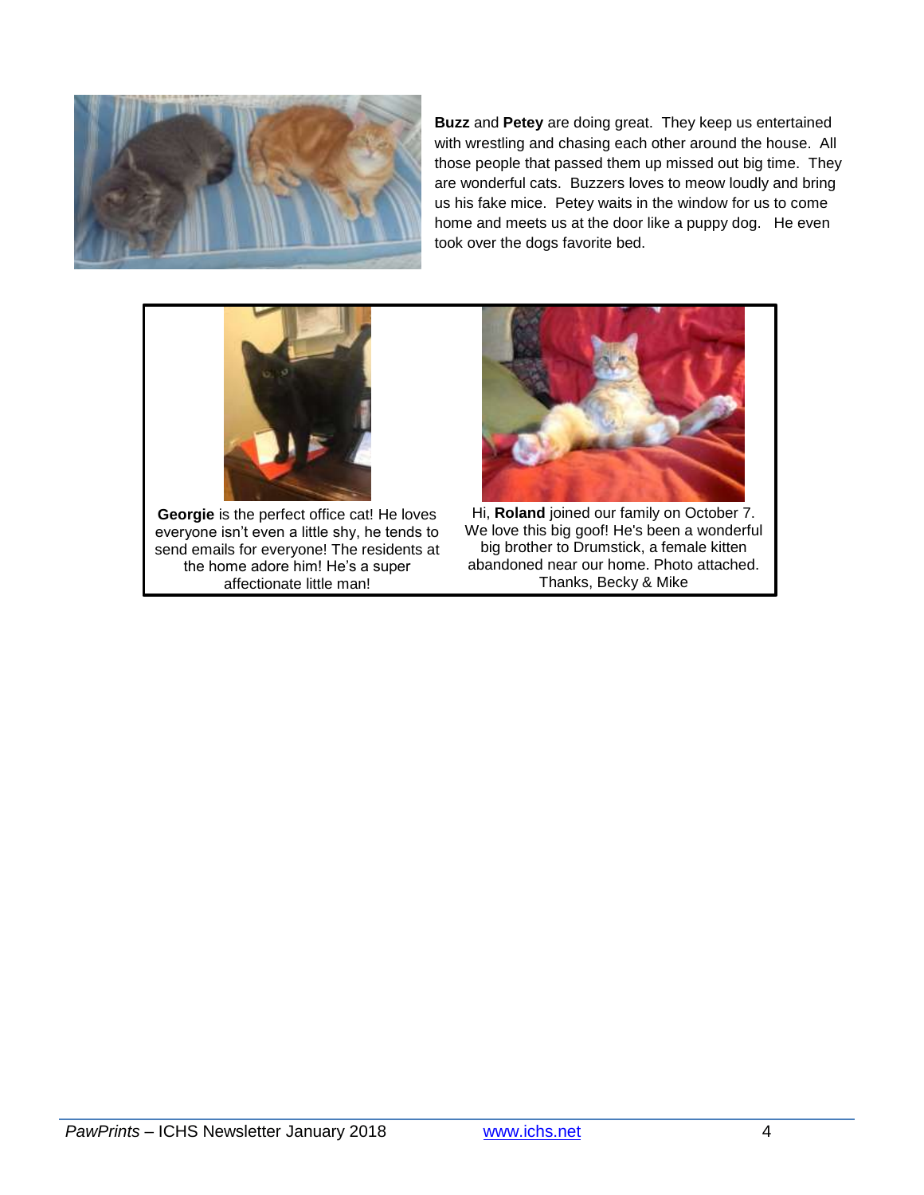**Buzz** and **Petey** are doing great. They keep us entertained with wrestling and chasing each other around the house. All those people that passed them up missed out big time. They are wonderful cats. Buzzers loves to meow loudly and bring us his fake mice. Petey waits in the window for us to come home and meets us at the door like a puppy dog. He even took over the dogs favorite bed.

**Georgie** is the perfect office cat! He loves everyone isn't even a little shy, he tends to send emails for everyone! The residents at the home adore him! He's a super affectionate little man!

Hi, **Roland** joined our family on October 7. We love this big goof! He's been a wonderful big brother to Drumstick, a female kitten abandoned near our home. Photo attached. Thanks, Becky & Mike